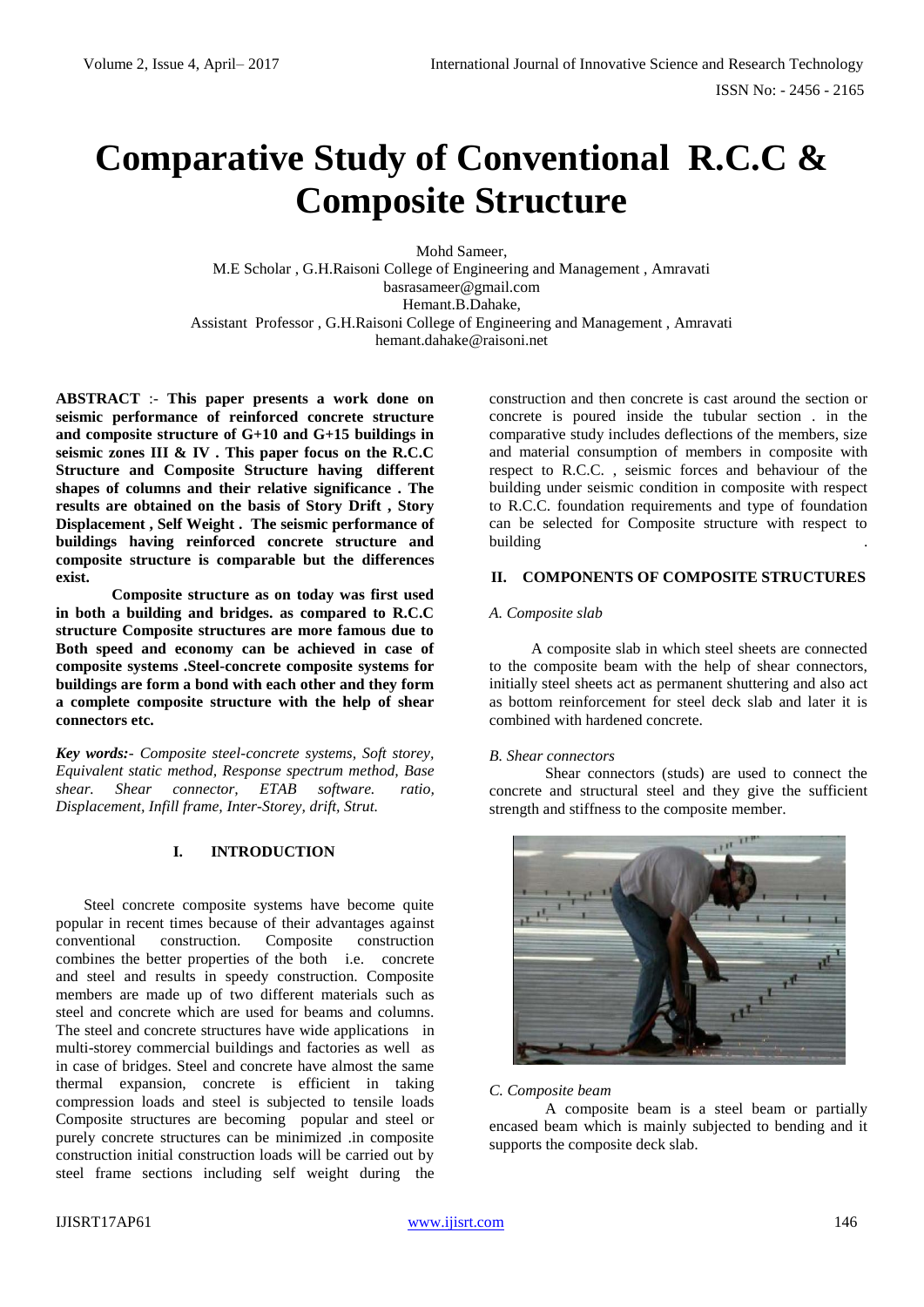# Comparative Study of Conventional R.C.C & Composite Structure

Mohd Sameer,
M.E Scholar , G.H.Raisoni College of Engineering and Management , Amravati
basrasameer@gmail.com
Hemant.B.Dahake,
Assistant Professor , G.H.Raisoni College of Engineering and Management , Amravati
hemant.dahake@raisoni.net

**ABSTRACT :- This paper presents a work done on seismic performance of reinforced concrete structure and composite structure of G+10 and G+15 buildings in seismic zones III & IV . This paper focus on the R.C.C Structure and Composite Structure having different shapes of columns and their relative significance . The results are obtained on the basis of Story Drift , Story Displacement , Self Weight . The seismic performance of buildings having reinforced concrete structure and composite structure is comparable but the differences exist.**

**Composite structure as on today was first used in both a building and bridges. as compared to R.C.C structure Composite structures are more famous due to Both speed and economy can be achieved in case of composite systems .Steel-concrete composite systems for buildings are form a bond with each other and they form a complete composite structure with the help of shear connectors etc.**

***Key words:-*** *Composite steel-concrete systems, Soft storey, Equivalent static method, Response spectrum method, Base shear. Shear connector, ETAB software. ratio, Displacement, Infill frame, Inter-Storey, drift, Strut.*

## I. INTRODUCTION

Steel concrete composite systems have become quite popular in recent times because of their advantages against conventional construction. Composite construction combines the better properties of the both i.e. concrete and steel and results in speedy construction. Composite members are made up of two different materials such as steel and concrete which are used for beams and columns. The steel and concrete structures have wide applications in multi-storey commercial buildings and factories as well as in case of bridges. Steel and concrete have almost the same thermal expansion, concrete is efficient in taking compression loads and steel is subjected to tensile loads Composite structures are becoming popular and steel or purely concrete structures can be minimized .in composite construction initial construction loads will be carried out by steel frame sections including self weight during the construction and then concrete is cast around the section or concrete is poured inside the tubular section . in the comparative study includes deflections of the members, size and material consumption of members in composite with respect to R.C.C. , seismic forces and behaviour of the building under seismic condition in composite with respect to R.C.C. foundation requirements and type of foundation can be selected for Composite structure with respect to building .

## II. COMPONENTS OF COMPOSITE STRUCTURES

### *A. Composite slab*

A composite slab in which steel sheets are connected to the composite beam with the help of shear connectors, initially steel sheets act as permanent shuttering and also act as bottom reinforcement for steel deck slab and later it is combined with hardened concrete.

### *B. Shear connectors*

Shear connectors (studs) are used to connect the concrete and structural steel and they give the sufficient strength and stiffness to the composite member.

### *C. Composite beam*

A composite beam is a steel beam or partially encased beam which is mainly subjected to bending and it supports the composite deck slab.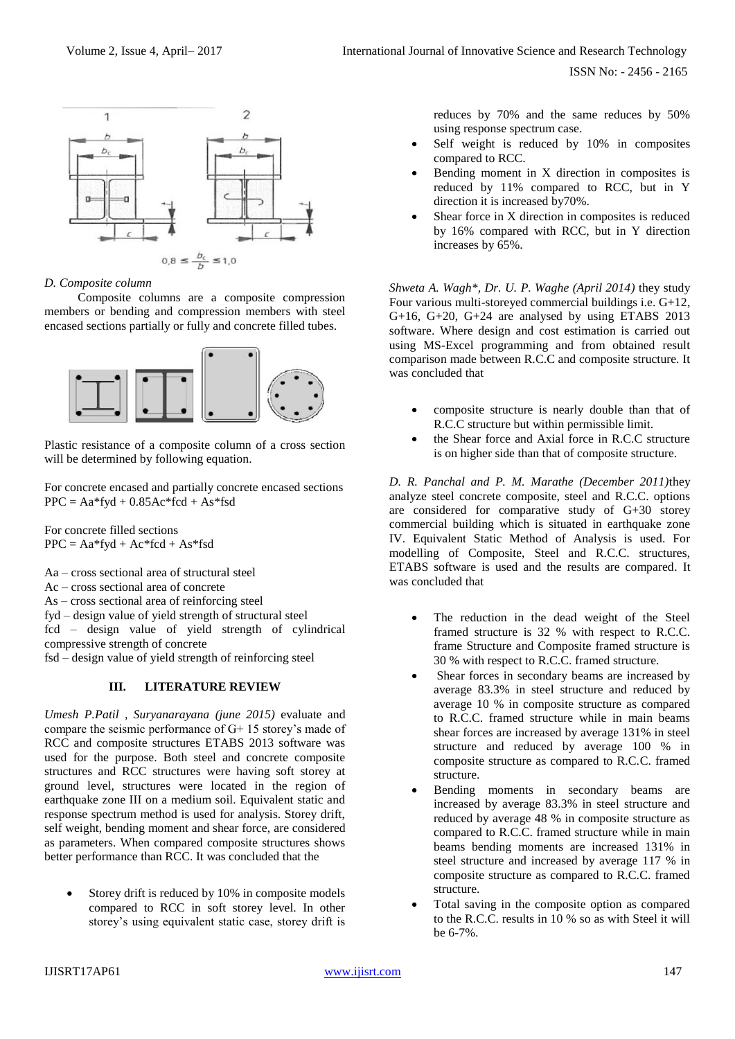$$0{,}8 \le \frac{b_c}{b} \le 1{,}0$$

*D. Composite column*

Composite columns are a composite compression members or bending and compression members with steel encased sections partially or fully and concrete filled tubes.

Plastic resistance of a composite column of a cross section will be determined by following equation.

For concrete encased and partially concrete encased sections
PPC = Aa*fyd + 0.85Ac*fcd + As*fsd

For concrete filled sections
PPC = Aa*fyd + Ac*fcd + As*fsd

Aa – cross sectional area of structural steel
Ac – cross sectional area of concrete
As – cross sectional area of reinforcing steel
fyd – design value of yield strength of structural steel
fcd – design value of yield strength of cylindrical compressive strength of concrete
fsd – design value of yield strength of reinforcing steel

## III. LITERATURE REVIEW

*Umesh P.Patil , Suryanarayana (june 2015)* evaluate and compare the seismic performance of G+ 15 storey's made of RCC and composite structures ETABS 2013 software was used for the purpose. Both steel and concrete composite structures and RCC structures were having soft storey at ground level, structures were located in the region of earthquake zone III on a medium soil. Equivalent static and response spectrum method is used for analysis. Storey drift, self weight, bending moment and shear force, are considered as parameters. When compared composite structures shows better performance than RCC. It was concluded that the

- Storey drift is reduced by 10% in composite models compared to RCC in soft storey level. In other storey's using equivalent static case, storey drift is reduces by 70% and the same reduces by 50% using response spectrum case.
- Self weight is reduced by 10% in composites compared to RCC.
- Bending moment in X direction in composites is reduced by 11% compared to RCC, but in Y direction it is increased by70%.
- Shear force in X direction in composites is reduced by 16% compared with RCC, but in Y direction increases by 65%.

*Shweta A. Wagh\*, Dr. U. P. Waghe (April 2014)* they study Four various multi-storeyed commercial buildings i.e. G+12, G+16, G+20, G+24 are analysed by using ETABS 2013 software. Where design and cost estimation is carried out using MS-Excel programming and from obtained result comparison made between R.C.C and composite structure. It was concluded that

- composite structure is nearly double than that of R.C.C structure but within permissible limit.
- the Shear force and Axial force in R.C.C structure is on higher side than that of composite structure.

*D. R. Panchal and P. M. Marathe (December 2011)*they analyze steel concrete composite, steel and R.C.C. options are considered for comparative study of G+30 storey commercial building which is situated in earthquake zone IV. Equivalent Static Method of Analysis is used. For modelling of Composite, Steel and R.C.C. structures, ETABS software is used and the results are compared. It was concluded that

- The reduction in the dead weight of the Steel framed structure is 32 % with respect to R.C.C. frame Structure and Composite framed structure is 30 % with respect to R.C.C. framed structure.
- Shear forces in secondary beams are increased by average 83.3% in steel structure and reduced by average 10 % in composite structure as compared to R.C.C. framed structure while in main beams shear forces are increased by average 131% in steel structure and reduced by average 100 % in composite structure as compared to R.C.C. framed structure.
- Bending moments in secondary beams are increased by average 83.3% in steel structure and reduced by average 48 % in composite structure as compared to R.C.C. framed structure while in main beams bending moments are increased 131% in steel structure and increased by average 117 % in composite structure as compared to R.C.C. framed structure.
- Total saving in the composite option as compared to the R.C.C. results in 10 % so as with Steel it will be 6-7%.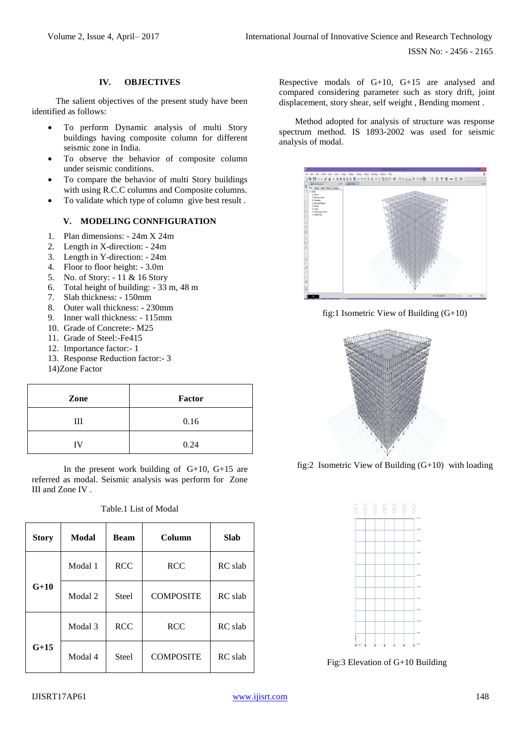## IV. OBJECTIVES

The salient objectives of the present study have been identified as follows:

- To perform Dynamic analysis of multi Story buildings having composite column for different seismic zone in India.
- To observe the behavior of composite column under seismic conditions.
- To compare the behavior of multi Story buildings with using R.C.C columns and Composite columns.
- To validate which type of column give best result .

## V. MODELING CONNFIGURATION

1. Plan dimensions: - 24m X 24m
2. Length in X-direction: - 24m
3. Length in Y-direction: - 24m
4. Floor to floor height: - 3.0m
5. No. of Story: - 11 & 16 Story
6. Total height of building: - 33 m, 48 m
7. Slab thickness: - 150mm
8. Outer wall thickness: - 230mm
9. Inner wall thickness: - 115mm
10. Grade of Concrete:- M25
11. Grade of Steel:-Fe415
12. Importance factor:- 1
13. Response Reduction factor:- 3

14)Zone Factor

| Zone | Factor |
|---|---|
| III | 0.16 |
| IV | 0.24 |

In the present work building of G+10, G+15 are referred as modal. Seismic analysis was perform for Zone III and Zone IV .

Table.1 List of Modal

| Story | Modal | Beam | Column | Slab |
|---|---|---|---|---|
| G+10 | Modal 1 | RCC | RCC | RC slab |
| | Modal 2 | Steel | COMPOSITE | RC slab |
| G+15 | Modal 3 | RCC | RCC | RC slab |
| | Modal 4 | Steel | COMPOSITE | RC slab |

Respective modals of G+10, G+15 are analysed and compared considering parameter such as story drift, joint displacement, story shear, self weight , Bending moment .

Method adopted for analysis of structure was response spectrum method. IS 1893-2002 was used for seismic analysis of modal.

fig:1 Isometric View of Building (G+10)

fig:2 Isometric View of Building (G+10) with loading

Fig:3 Elevation of G+10 Building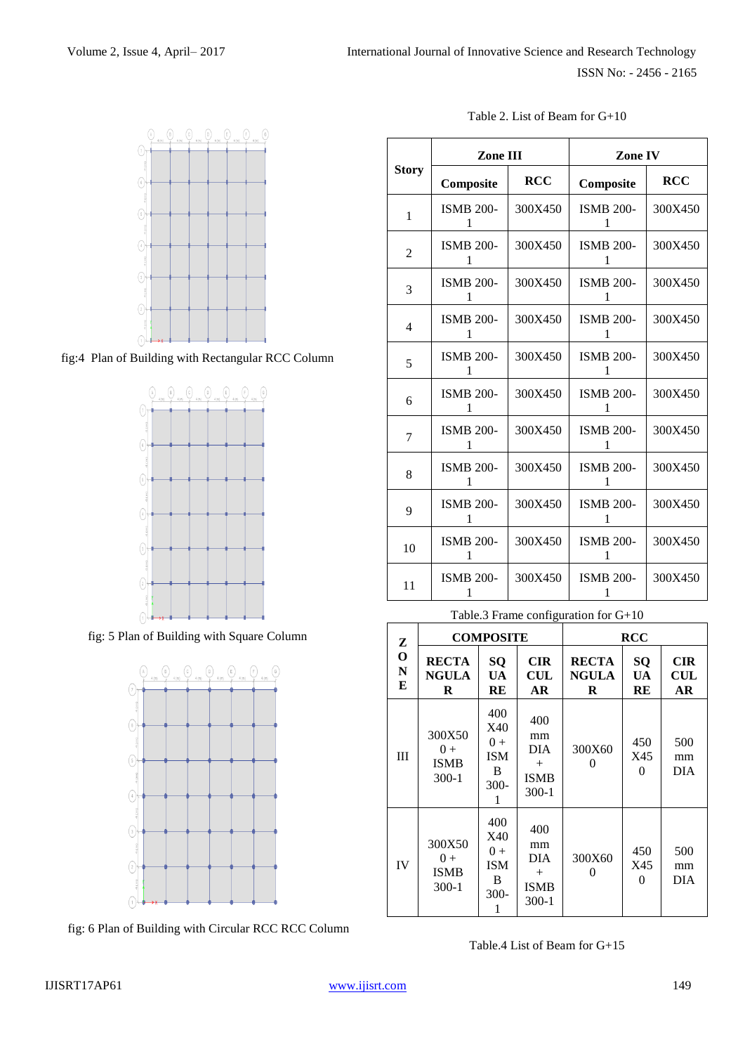fig:4 Plan of Building with Rectangular RCC Column

fig: 5 Plan of Building with Square Column

fig: 6 Plan of Building with Circular RCC RCC Column

Table 2. List of Beam for G+10

| Story | Zone III | | Zone IV | |
|---|---|---|---|---|
| | Composite | RCC | Composite | RCC |
| 1 | ISMB 200-1 | 300X450 | ISMB 200-1 | 300X450 |
| 2 | ISMB 200-1 | 300X450 | ISMB 200-1 | 300X450 |
| 3 | ISMB 200-1 | 300X450 | ISMB 200-1 | 300X450 |
| 4 | ISMB 200-1 | 300X450 | ISMB 200-1 | 300X450 |
| 5 | ISMB 200-1 | 300X450 | ISMB 200-1 | 300X450 |
| 6 | ISMB 200-1 | 300X450 | ISMB 200-1 | 300X450 |
| 7 | ISMB 200-1 | 300X450 | ISMB 200-1 | 300X450 |
| 8 | ISMB 200-1 | 300X450 | ISMB 200-1 | 300X450 |
| 9 | ISMB 200-1 | 300X450 | ISMB 200-1 | 300X450 |
| 10 | ISMB 200-1 | 300X450 | ISMB 200-1 | 300X450 |
| 11 | ISMB 200-1 | 300X450 | ISMB 200-1 | 300X450 |

Table.3 Frame configuration for G+10

| ZONE | COMPOSITE | | | RCC | | |
|---|---|---|---|---|---|---|
| | RECTANGULAR | SQUARE | CIRCULAR | RECTANGULAR | SQUARE | CIRCULAR |
| III | 300X500 + ISMB 300-1 | 400X400 + ISMB 300-1 | 400 mm DIA + ISMB 300-1 | 300X600 | 450X450 | 500 mm DIA |
| IV | 300X500 + ISMB 300-1 | 400X400 + ISMB 300-1 | 400 mm DIA + ISMB 300-1 | 300X600 | 450X450 | 500 mm DIA |

Table.4 List of Beam for G+15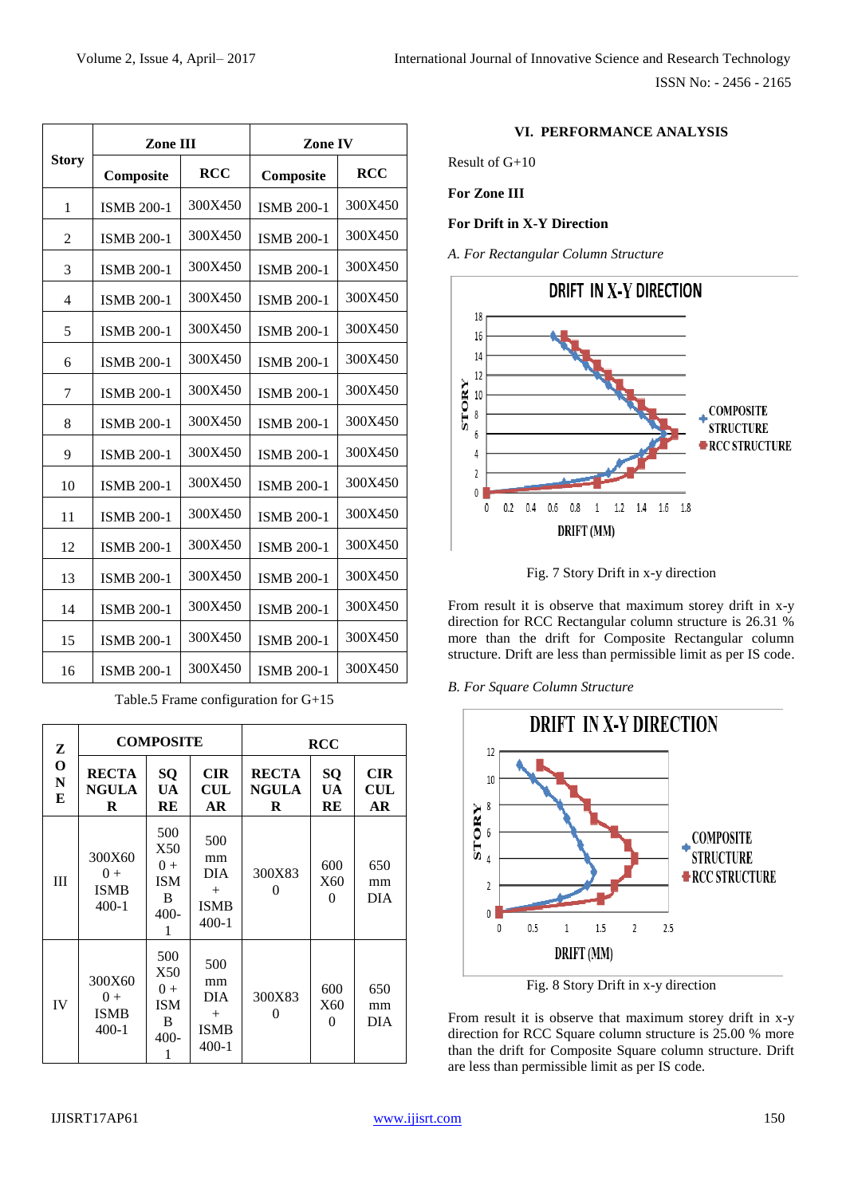| Story | Zone III | | Zone IV | |
|---|---|---|---|---|
| | Composite | RCC | Composite | RCC |
| 1 | ISMB 200-1 | 300X450 | ISMB 200-1 | 300X450 |
| 2 | ISMB 200-1 | 300X450 | ISMB 200-1 | 300X450 |
| 3 | ISMB 200-1 | 300X450 | ISMB 200-1 | 300X450 |
| 4 | ISMB 200-1 | 300X450 | ISMB 200-1 | 300X450 |
| 5 | ISMB 200-1 | 300X450 | ISMB 200-1 | 300X450 |
| 6 | ISMB 200-1 | 300X450 | ISMB 200-1 | 300X450 |
| 7 | ISMB 200-1 | 300X450 | ISMB 200-1 | 300X450 |
| 8 | ISMB 200-1 | 300X450 | ISMB 200-1 | 300X450 |
| 9 | ISMB 200-1 | 300X450 | ISMB 200-1 | 300X450 |
| 10 | ISMB 200-1 | 300X450 | ISMB 200-1 | 300X450 |
| 11 | ISMB 200-1 | 300X450 | ISMB 200-1 | 300X450 |
| 12 | ISMB 200-1 | 300X450 | ISMB 200-1 | 300X450 |
| 13 | ISMB 200-1 | 300X450 | ISMB 200-1 | 300X450 |
| 14 | ISMB 200-1 | 300X450 | ISMB 200-1 | 300X450 |
| 15 | ISMB 200-1 | 300X450 | ISMB 200-1 | 300X450 |
| 16 | ISMB 200-1 | 300X450 | ISMB 200-1 | 300X450 |

Table.5 Frame configuration for G+15

| ZONE | COMPOSITE | | | RCC | | |
|---|---|---|---|---|---|---|
| | RECTANGULAR | SQUARE | CIRCULAR | RECTANGULAR | SQUARE | CIRCULAR |
| III | 300X600 + ISMB 400-1 | 500X500 + ISMB 400-1 | 500 mm DIA + ISMB 400-1 | 300X830 | 600X600 | 650 mm DIA |
| IV | 300X600 + ISMB 400-1 | 500X500 + ISMB 400-1 | 500 mm DIA + ISMB 400-1 | 300X830 | 600X600 | 650 mm DIA |

## VI. PERFORMANCE ANALYSIS

Result of G+10

**For Zone III**

**For Drift in X-Y Direction**

*A. For Rectangular Column Structure*

Fig. 7 Story Drift in x-y direction

From result it is observe that maximum storey drift in x-y direction for RCC Rectangular column structure is 26.31 % more than the drift for Composite Rectangular column structure. Drift are less than permissible limit as per IS code.

*B. For Square Column Structure*

Fig. 8 Story Drift in x-y direction

From result it is observe that maximum storey drift in x-y direction for RCC Square column structure is 25.00 % more than the drift for Composite Square column structure. Drift are less than permissible limit as per IS code.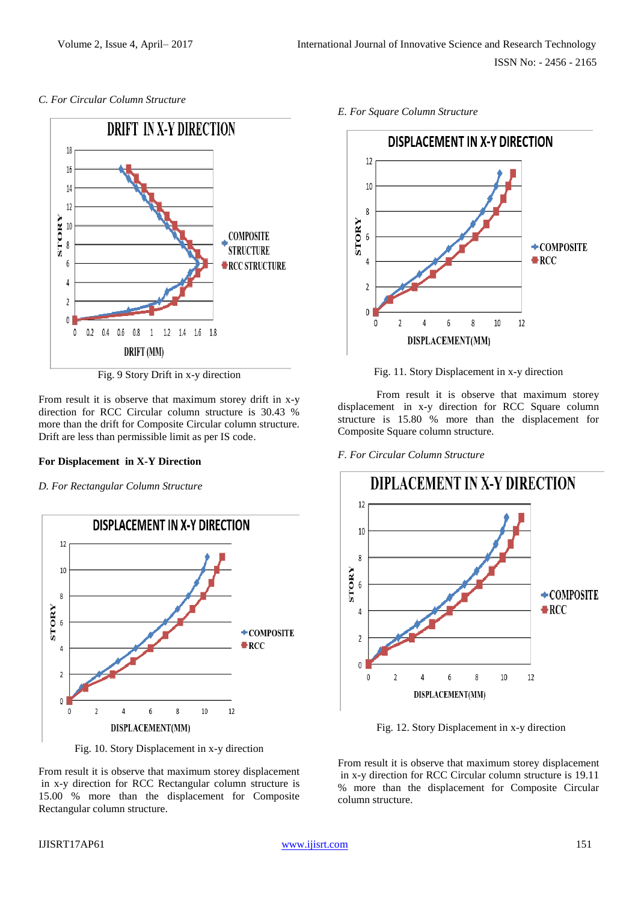*C. For Circular Column Structure*

Fig. 9 Story Drift in x-y direction

From result it is observe that maximum storey drift in x-y direction for RCC Circular column structure is 30.43 % more than the drift for Composite Circular column structure. Drift are less than permissible limit as per IS code.

**For Displacement in X-Y Direction**

*D. For Rectangular Column Structure*

Fig. 10. Story Displacement in x-y direction

From result it is observe that maximum storey displacement in x-y direction for RCC Rectangular column structure is 15.00 % more than the displacement for Composite Rectangular column structure.

*E. For Square Column Structure*

Fig. 11. Story Displacement in x-y direction

From result it is observe that maximum storey displacement in x-y direction for RCC Square column structure is 15.80 % more than the displacement for Composite Square column structure.

*F. For Circular Column Structure*

Fig. 12. Story Displacement in x-y direction

From result it is observe that maximum storey displacement in x-y direction for RCC Circular column structure is 19.11 % more than the displacement for Composite Circular column structure.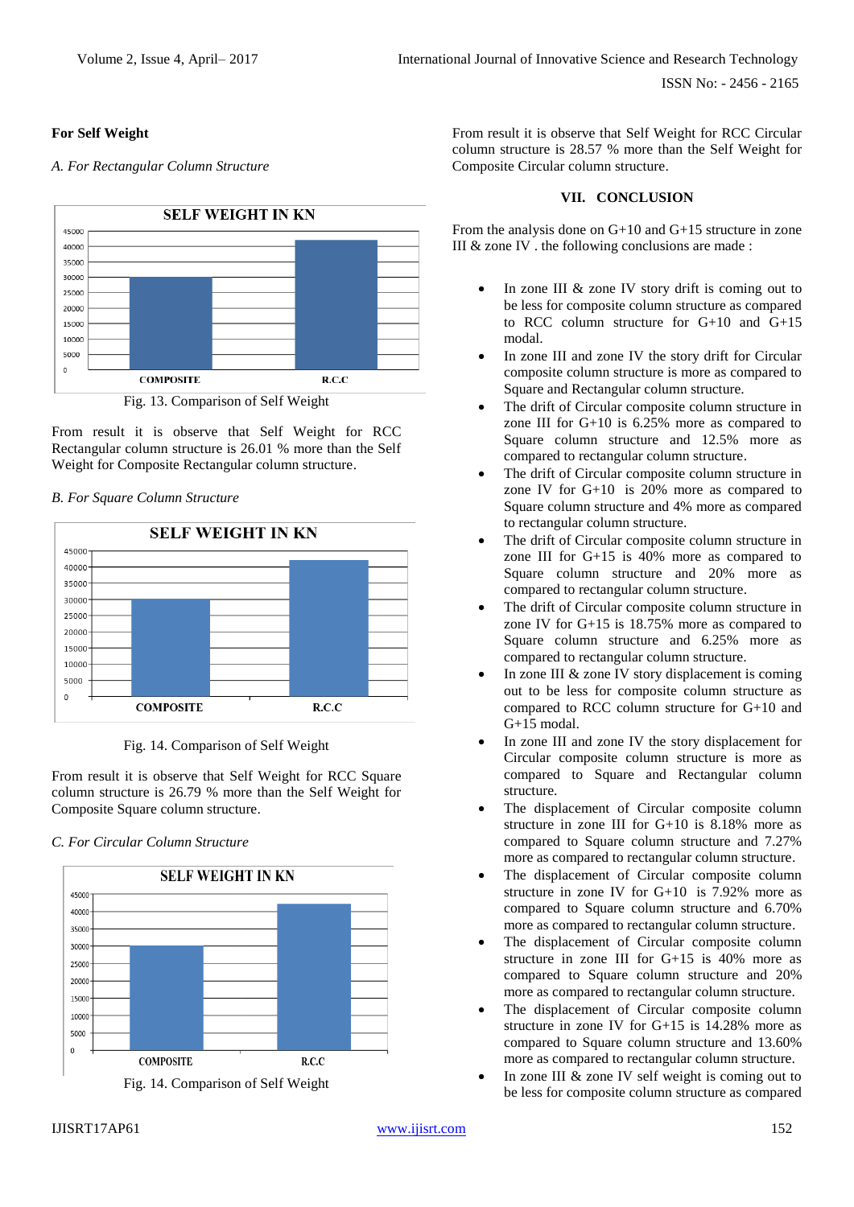**For Self Weight**

*A. For Rectangular Column Structure*

Fig. 13. Comparison of Self Weight

From result it is observe that Self Weight for RCC Rectangular column structure is 26.01 % more than the Self Weight for Composite Rectangular column structure.

*B. For Square Column Structure*

Fig. 14. Comparison of Self Weight

From result it is observe that Self Weight for RCC Square column structure is 26.79 % more than the Self Weight for Composite Square column structure.

*C. For Circular Column Structure*

Fig. 14. Comparison of Self Weight

From result it is observe that Self Weight for RCC Circular column structure is 28.57 % more than the Self Weight for Composite Circular column structure.

## VII. CONCLUSION

From the analysis done on G+10 and G+15 structure in zone III & zone IV . the following conclusions are made :

- In zone III & zone IV story drift is coming out to be less for composite column structure as compared to RCC column structure for G+10 and G+15 modal.
- In zone III and zone IV the story drift for Circular composite column structure is more as compared to Square and Rectangular column structure.
- The drift of Circular composite column structure in zone III for G+10 is 6.25% more as compared to Square column structure and 12.5% more as compared to rectangular column structure.
- The drift of Circular composite column structure in zone IV for G+10 is 20% more as compared to Square column structure and 4% more as compared to rectangular column structure.
- The drift of Circular composite column structure in zone III for G+15 is 40% more as compared to Square column structure and 20% more as compared to rectangular column structure.
- The drift of Circular composite column structure in zone IV for G+15 is 18.75% more as compared to Square column structure and 6.25% more as compared to rectangular column structure.
- In zone III & zone IV story displacement is coming out to be less for composite column structure as compared to RCC column structure for G+10 and G+15 modal.
- In zone III and zone IV the story displacement for Circular composite column structure is more as compared to Square and Rectangular column structure.
- The displacement of Circular composite column structure in zone III for G+10 is 8.18% more as compared to Square column structure and 7.27% more as compared to rectangular column structure.
- The displacement of Circular composite column structure in zone IV for G+10 is 7.92% more as compared to Square column structure and 6.70% more as compared to rectangular column structure.
- The displacement of Circular composite column structure in zone III for G+15 is 40% more as compared to Square column structure and 20% more as compared to rectangular column structure.
- The displacement of Circular composite column structure in zone IV for G+15 is 14.28% more as compared to Square column structure and 13.60% more as compared to rectangular column structure.
- In zone III & zone IV self weight is coming out to be less for composite column structure as compared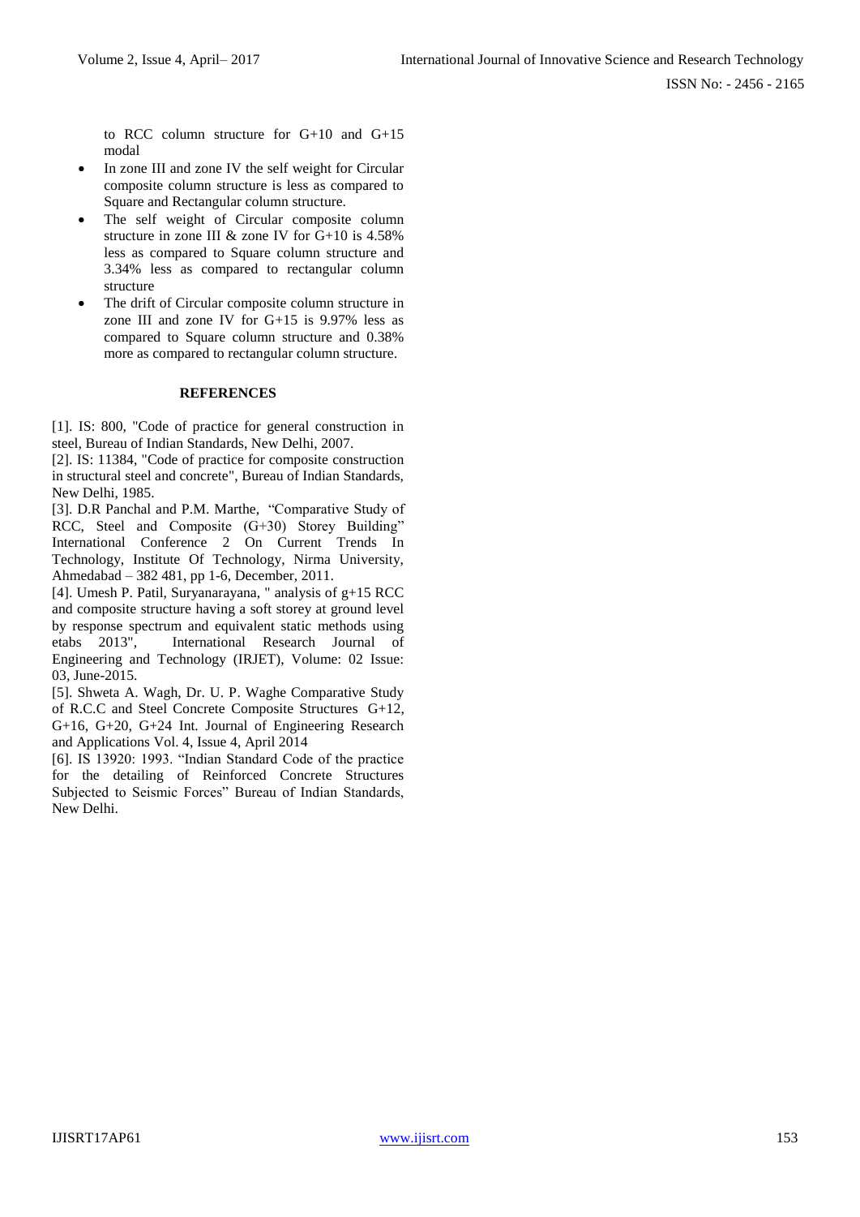to RCC column structure for G+10 and G+15 modal

- In zone III and zone IV the self weight for Circular composite column structure is less as compared to Square and Rectangular column structure.
- The self weight of Circular composite column structure in zone III & zone IV for G+10 is 4.58% less as compared to Square column structure and 3.34% less as compared to rectangular column structure
- The drift of Circular composite column structure in zone III and zone IV for G+15 is 9.97% less as compared to Square column structure and 0.38% more as compared to rectangular column structure.

## REFERENCES

[1]. IS: 800, "Code of practice for general construction in steel, Bureau of Indian Standards, New Delhi, 2007.

[2]. IS: 11384, "Code of practice for composite construction in structural steel and concrete", Bureau of Indian Standards, New Delhi, 1985.

[3]. D.R Panchal and P.M. Marthe, "Comparative Study of RCC, Steel and Composite (G+30) Storey Building" International Conference 2 On Current Trends In Technology, Institute Of Technology, Nirma University, Ahmedabad – 382 481, pp 1-6, December, 2011.

[4]. Umesh P. Patil, Suryanarayana, " analysis of g+15 RCC and composite structure having a soft storey at ground level by response spectrum and equivalent static methods using etabs 2013", International Research Journal of Engineering and Technology (IRJET), Volume: 02 Issue: 03, June-2015.

[5]. Shweta A. Wagh, Dr. U. P. Waghe Comparative Study of R.C.C and Steel Concrete Composite Structures G+12, G+16, G+20, G+24 Int. Journal of Engineering Research and Applications Vol. 4, Issue 4, April 2014

[6]. IS 13920: 1993. "Indian Standard Code of the practice for the detailing of Reinforced Concrete Structures Subjected to Seismic Forces" Bureau of Indian Standards, New Delhi.